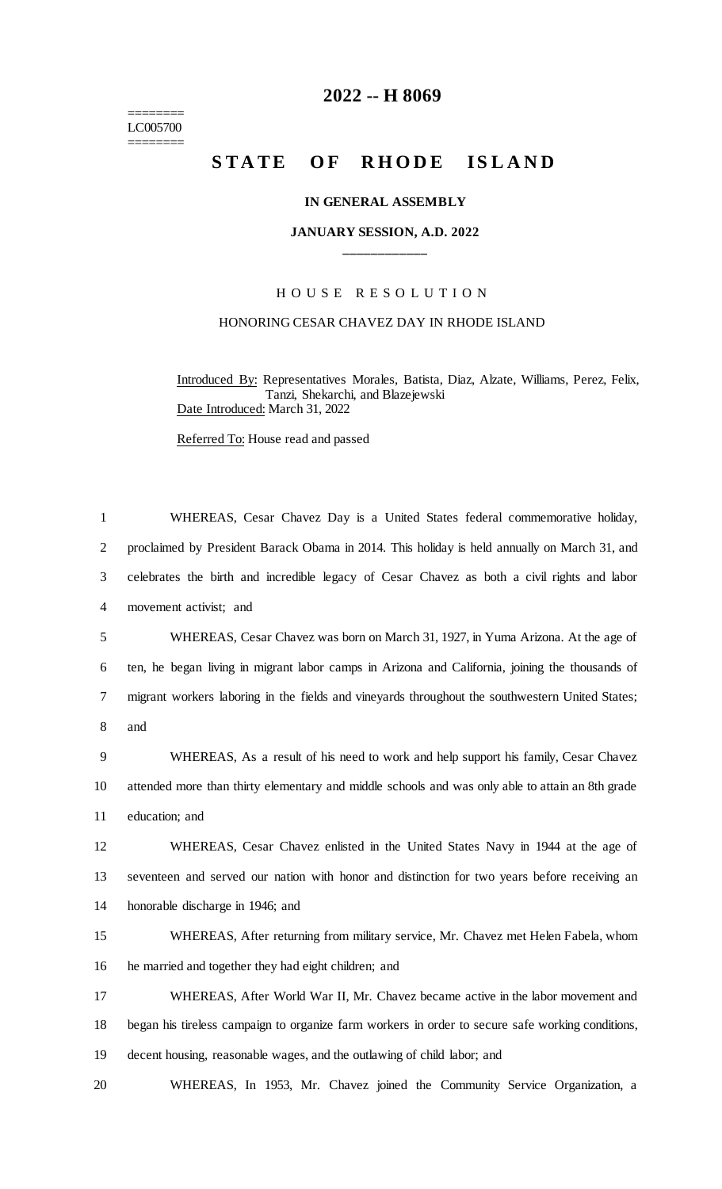# 2022 -- H 8069

========
LC005700
========

## STATE OF RHODE ISLAND

**IN GENERAL ASSEMBLY**

**JANUARY SESSION, A.D. 2022**

____________

H O U S E   R E S O L U T I O N

HONORING CESAR CHAVEZ DAY IN RHODE ISLAND

Introduced By: Representatives Morales, Batista, Diaz, Alzate, Williams, Perez, Felix, Tanzi, Shekarchi, and Blazejewski

Date Introduced: March 31, 2022

Referred To: House read and passed

1 WHEREAS, Cesar Chavez Day is a United States federal commemorative holiday,
2 proclaimed by President Barack Obama in 2014. This holiday is held annually on March 31, and
3 celebrates the birth and incredible legacy of Cesar Chavez as both a civil rights and labor
4 movement activist; and

5 WHEREAS, Cesar Chavez was born on March 31, 1927, in Yuma Arizona. At the age of
6 ten, he began living in migrant labor camps in Arizona and California, joining the thousands of
7 migrant workers laboring in the fields and vineyards throughout the southwestern United States;
8 and

9 WHEREAS, As a result of his need to work and help support his family, Cesar Chavez
10 attended more than thirty elementary and middle schools and was only able to attain an 8th grade
11 education; and

12 WHEREAS, Cesar Chavez enlisted in the United States Navy in 1944 at the age of
13 seventeen and served our nation with honor and distinction for two years before receiving an
14 honorable discharge in 1946; and

15 WHEREAS, After returning from military service, Mr. Chavez met Helen Fabela, whom
16 he married and together they had eight children; and

17 WHEREAS, After World War II, Mr. Chavez became active in the labor movement and
18 began his tireless campaign to organize farm workers in order to secure safe working conditions,
19 decent housing, reasonable wages, and the outlawing of child labor; and

20 WHEREAS, In 1953, Mr. Chavez joined the Community Service Organization, a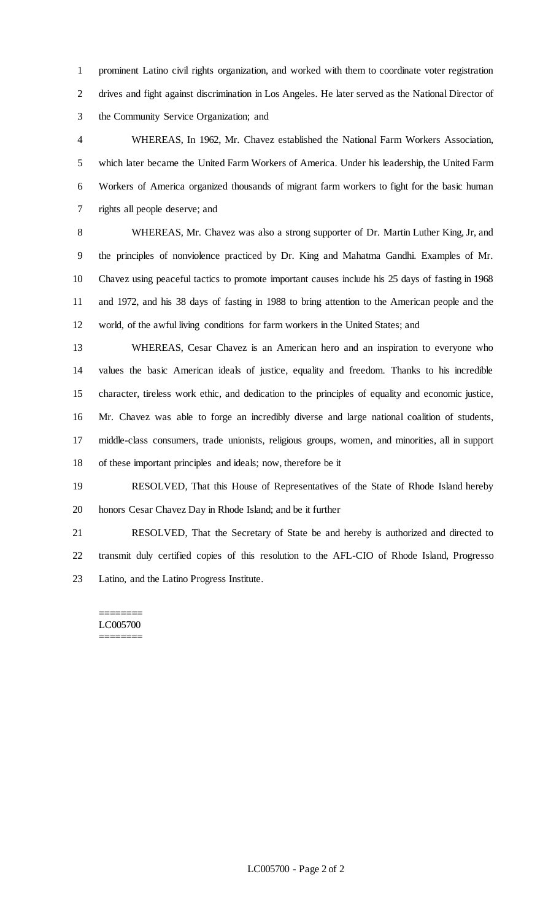prominent Latino civil rights organization, and worked with them to coordinate voter registration drives and fight against discrimination in Los Angeles. He later served as the National Director of the Community Service Organization; and

WHEREAS, In 1962, Mr. Chavez established the National Farm Workers Association, which later became the United Farm Workers of America. Under his leadership, the United Farm Workers of America organized thousands of migrant farm workers to fight for the basic human rights all people deserve; and

WHEREAS, Mr. Chavez was also a strong supporter of Dr. Martin Luther King, Jr, and the principles of nonviolence practiced by Dr. King and Mahatma Gandhi. Examples of Mr. Chavez using peaceful tactics to promote important causes include his 25 days of fasting in 1968 and 1972, and his 38 days of fasting in 1988 to bring attention to the American people and the world, of the awful living conditions for farm workers in the United States; and

WHEREAS, Cesar Chavez is an American hero and an inspiration to everyone who values the basic American ideals of justice, equality and freedom. Thanks to his incredible character, tireless work ethic, and dedication to the principles of equality and economic justice, Mr. Chavez was able to forge an incredibly diverse and large national coalition of students, middle-class consumers, trade unionists, religious groups, women, and minorities, all in support of these important principles and ideals; now, therefore be it

RESOLVED, That this House of Representatives of the State of Rhode Island hereby honors Cesar Chavez Day in Rhode Island; and be it further

RESOLVED, That the Secretary of State be and hereby is authorized and directed to transmit duly certified copies of this resolution to the AFL-CIO of Rhode Island, Progresso Latino, and the Latino Progress Institute.

========
LC005700
========